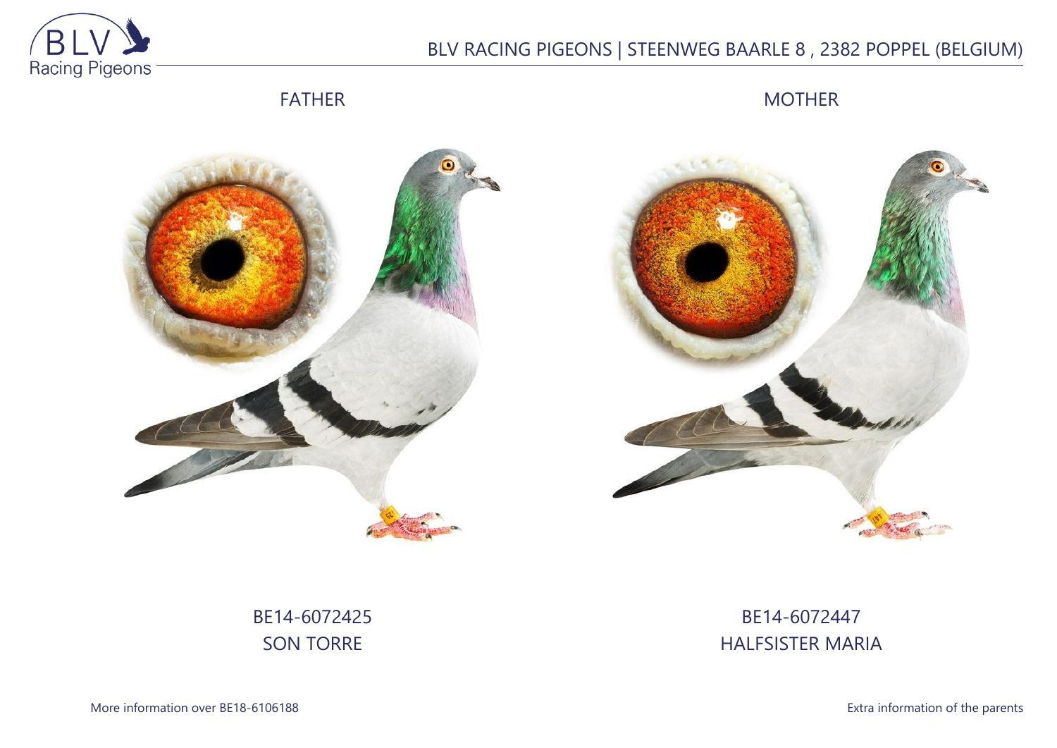BLV RACING PIGEONS | STEENWEG BAARLE 8 , 2382 POPPEL (BELGIUM)

FATHER

MOTHER

BE14-6072425
SON TORRE

BE14-6072447
HALFSISTER MARIA

More information over BE18-6106188

Extra information of the parents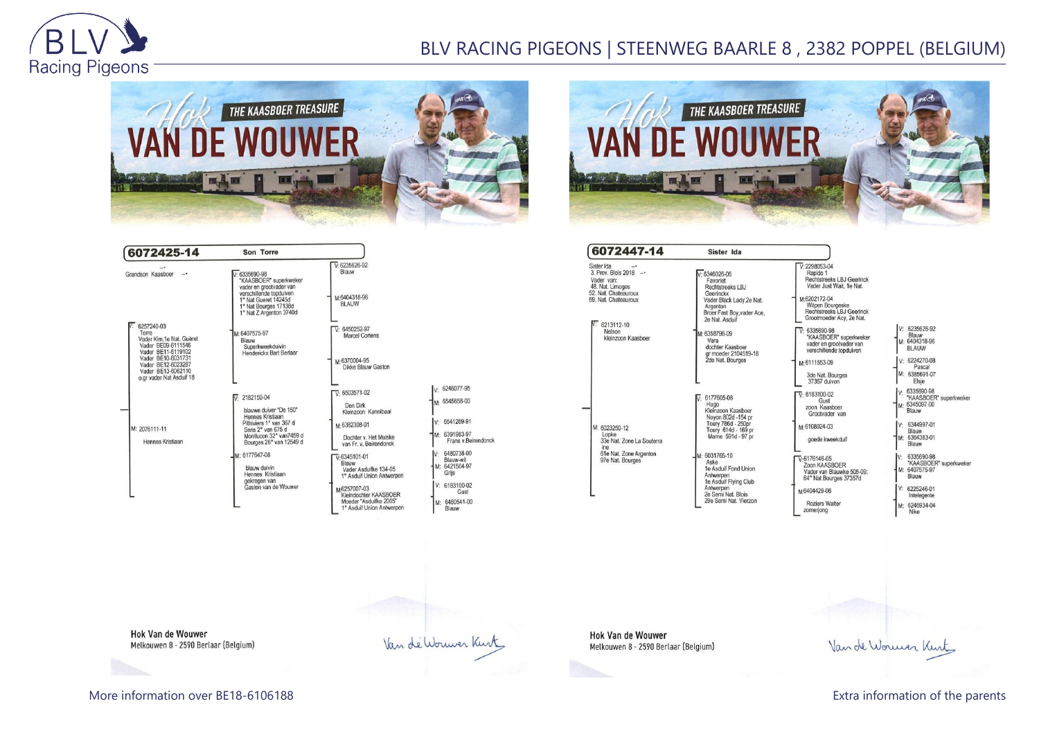BLV RACING PIGEONS | STEENWEG BAARLE 8 , 2382 POPPEL (BELGIUM)

THE KAASBOER TREASURE

HOK VAN DE WOUWER

## 6072425-14 Son Torre

Grandson Kaasboer

V: 6257240-03
Torre
Vader Kim,1e Nat. Guéret
Vader BE09-6111546
Vader BE11-6119102
Vader BE10-6031731
Vader BE12-6023287
Vader BE13-6062110
o.gr vader Nat Asduif 18

V: 6335690-98
"KAASBOER" superkweker
vader en grootvader van
verschillende topduiven
1° Nat Gueret 14245d
1° Nat Bourges 17138d
1° Nat Z Argenton 3740d

V: 6235626-92
Blauw

M: 6404318-96
BLAUW

M: 6407575-97
Blauw
Superkweekduivin
Henderickx Bart Berlaar

V: 6450252-97
Marcel Cortens

M: 6370004-95
Dikke Blauw Gaston

M: 2076111-11
Hennes Kristiaan

V: 2182150-04
blauwe duiver "De 150"
Hennes Kristiaan
Pithiviers 1° van 367 d
Sens 2° van 675 d
Montlucon 32° van7459 d
Bourges 26° van 12549 d

V: 6503571-02
Den Dirk
Kleinzoon Kannibaal

V: 6246077-95

M: 6545658-00

M: 6382308-01
Dochter v. Het Muiske
van Fr. v. Beirendonck

V: 6541269-91

M: 6391983-97
Frans v.Beirendonck

M: 6177647-08
blauw duivin
Hennes Kristiaan
gekregen van
Gaston van de Wouwer

V: 6345101-01
Blauw
Vader Asduifke 134-05
1° Asduif Union Antwerpen

V: 6480738-00
Blauw-wit

M: 6421504-97
Grijs

M: 6257007-03
Kleindochter KAASBOER
Moeder "Asduifke 2005"
1° Asduif Union Antwerpen

V: 6183100-02
Gust

M: 6480541-00
Blauw

Hok Van de Wouwer
Melkouwen 8 - 2590 Berlaar (Belgium)

## 6072447-14 Sister Ida

Sister Ida
3. Prov. Blois 2018
Vader van:
48. Nat. Limoges
52. Nat. Chateauroux
69. Nat. Chateauroux

V: 6213112-10
Nelson
Kleinzoon Kaasboer

V: 6346026-06
Favoriet
Rechtstreeks LBJ
Geerinckx
Vader Black Lady 2e Nat.
Argenton
Broer Fast Boy,vader Ace,
2e Nat. Asduif

V: 2298053-04
Rapido 1
Rechtstreeks LBJ Geerinck
Vader Just Wait, 1e Nat.

M: 6202172-04
Witpen Bourgeske
Rechtstreeks LBJ Geerinck
Grootmoeder Acy, 2e Nat.

M: 6358796-09
Vera
dochter Kaasboer
gr moeder 2104519-18
2de Nat. Bourges

V: 6335690-98
"KAASBOER" superkweker
vader en grootvader van
verschillende topduiven

V: 6235626-92
Blauw

M: 6404318-96
BLAUW

M: 6111553-09
3de Nat. Bourges
37357 duiven

V: 6224270-08
Pascal

M: 6385691-07
Elsje

M: 6023250-12
Lopke
33e Nat. Zone La Souterraine
61e Nat. Zone Argenton
97e Nat. Bourges

V: 6177605-08
Hugo
Kleinzoon Kaasboer
Noyon 802d -154 pr
Toury 786d - 250pr
Toury 614d - 169 pr
Marne 591d - 97 pr

V: 6183100-02
Gust
zoon Kaasboer
Grootvader van

V: 6335690-98
"KAASBOER" superkweker

M: 6345097-00
Blauw

M: 6108024-03
goede kweekduif

V: 6344997-01
Blauw

M: 6364383-01
Blauw

M: 6031765-10
Aske
1e Asduif Fond Union
Antwerpen
1e Asduif Flying Club
Antwerpen
2e Semi Nat. Blois
29e Semi Nat. Vierzon

V: 6176146-05
Zoon KAASBOER
Vader van Blauwke 508-09:
64° Nat Bourges 37357d

V: 6335690-98
"KAASBOER" superkweker

M: 6407575-97
Blauw

M: 6404429-06
Roziers Walter
zomerjong

V: 6225246-01
Intelegente

M: 6246934-04
Nike

Hok Van de Wouwer
Melkouwen 8 - 2590 Berlaar (Belgium)

More information over BE18-6106188

Extra information of the parents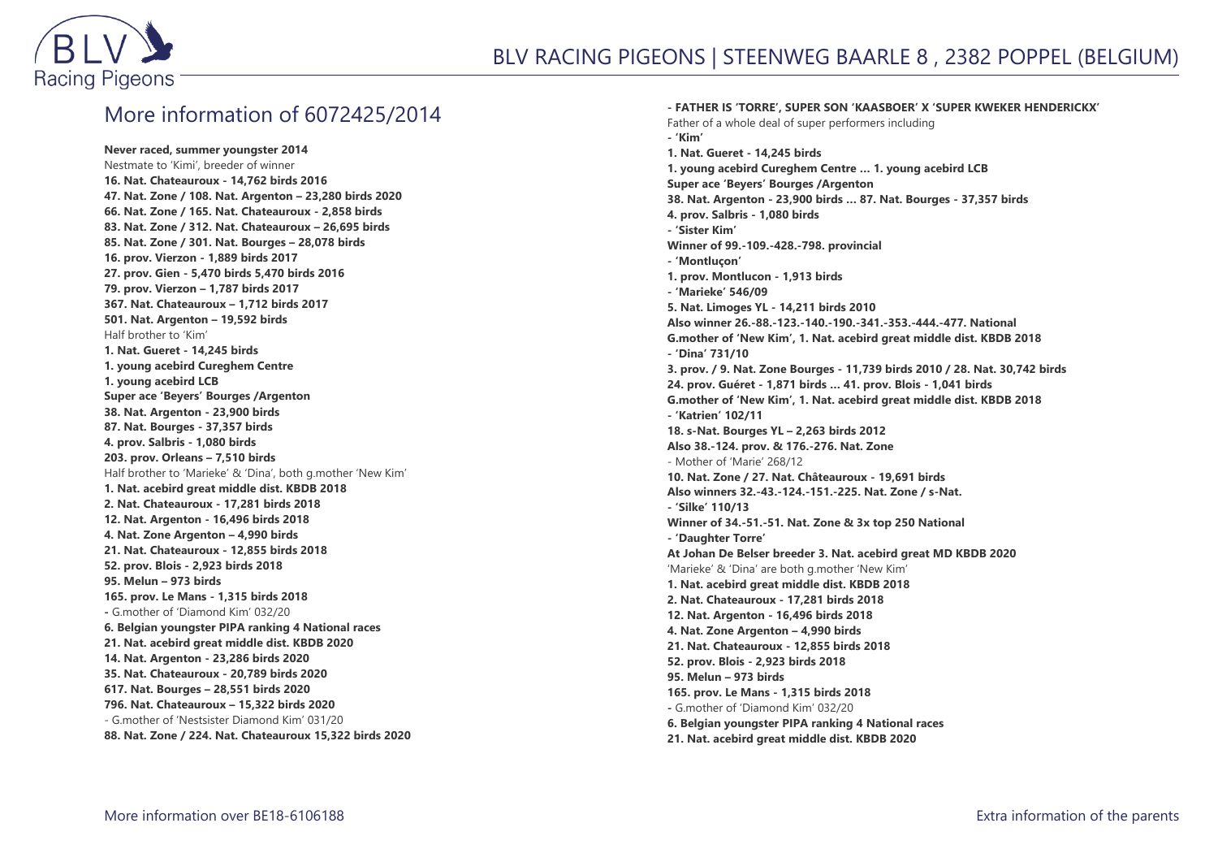## More information of 6072425/2014

**Never raced, summer youngster 2014**
Nestmate to 'Kimi', breeder of winner
**16. Nat. Chateauroux - 14,762 birds 2016**
**47. Nat. Zone / 108. Nat. Argenton – 23,280 birds 2020**
**66. Nat. Zone / 165. Nat. Chateauroux - 2,858 birds**
**83. Nat. Zone / 312. Nat. Chateauroux – 26,695 birds**
**85. Nat. Zone / 301. Nat. Bourges – 28,078 birds**
**16. prov. Vierzon - 1,889 birds 2017**
**27. prov. Gien - 5,470 birds 5,470 birds 2016**
**79. prov. Vierzon – 1,787 birds 2017**
**367. Nat. Chateauroux – 1,712 birds 2017**
**501. Nat. Argenton – 19,592 birds**
Half brother to 'Kim'
**1. Nat. Gueret - 14,245 birds**
**1. young acebird Cureghem Centre**
**1. young acebird LCB**
**Super ace 'Beyers' Bourges /Argenton**
**38. Nat. Argenton - 23,900 birds**
**87. Nat. Bourges - 37,357 birds**
**4. prov. Salbris - 1,080 birds**
**203. prov. Orleans – 7,510 birds**
Half brother to 'Marieke' & 'Dina', both g.mother 'New Kim'
**1. Nat. acebird great middle dist. KBDB 2018**
**2. Nat. Chateauroux - 17,281 birds 2018**
**12. Nat. Argenton - 16,496 birds 2018**
**4. Nat. Zone Argenton – 4,990 birds**
**21. Nat. Chateauroux - 12,855 birds 2018**
**52. prov. Blois - 2,923 birds 2018**
**95. Melun – 973 birds**
**165. prov. Le Mans - 1,315 birds 2018**
**-** G.mother of 'Diamond Kim' 032/20
**6. Belgian youngster PIPA ranking 4 National races**
**21. Nat. acebird great middle dist. KBDB 2020**
**14. Nat. Argenton - 23,286 birds 2020**
**35. Nat. Chateauroux - 20,789 birds 2020**
**617. Nat. Bourges – 28,551 birds 2020**
**796. Nat. Chateauroux – 15,322 birds 2020**
- G.mother of 'Nestsister Diamond Kim' 031/20
**88. Nat. Zone / 224. Nat. Chateauroux 15,322 birds 2020**

**- FATHER IS 'TORRE', SUPER SON 'KAASBOER' X 'SUPER KWEKER HENDERICKX'**
Father of a whole deal of super performers including
**- 'Kim'**
**1. Nat. Gueret - 14,245 birds**
**1. young acebird Cureghem Centre … 1. young acebird LCB**
**Super ace 'Beyers' Bourges /Argenton**
**38. Nat. Argenton - 23,900 birds … 87. Nat. Bourges - 37,357 birds**
**4. prov. Salbris - 1,080 birds**
**- 'Sister Kim'**
**Winner of 99.-109.-428.-798. provincial**
**- 'Montluçon'**
**1. prov. Montlucon - 1,913 birds**
**- 'Marieke' 546/09**
**5. Nat. Limoges YL - 14,211 birds 2010**
**Also winner 26.-88.-123.-140.-190.-341.-353.-444.-477. National**
**G.mother of 'New Kim', 1. Nat. acebird great middle dist. KBDB 2018**
**- 'Dina' 731/10**
**3. prov. / 9. Nat. Zone Bourges - 11,739 birds 2010 / 28. Nat. 30,742 birds**
**24. prov. Guéret - 1,871 birds … 41. prov. Blois - 1,041 birds**
**G.mother of 'New Kim', 1. Nat. acebird great middle dist. KBDB 2018**
**- 'Katrien' 102/11**
**18. s-Nat. Bourges YL – 2,263 birds 2012**
**Also 38.-124. prov. & 176.-276. Nat. Zone**
- Mother of 'Marie' 268/12
**10. Nat. Zone / 27. Nat. Châteauroux - 19,691 birds**
**Also winners 32.-43.-124.-151.-225. Nat. Zone / s-Nat.**
**- 'Silke' 110/13**
**Winner of 34.-51.-51. Nat. Zone & 3x top 250 National**
**- 'Daughter Torre'**
**At Johan De Belser breeder 3. Nat. acebird great MD KBDB 2020**
'Marieke' & 'Dina' are both g.mother 'New Kim'
**1. Nat. acebird great middle dist. KBDB 2018**
**2. Nat. Chateauroux - 17,281 birds 2018**
**12. Nat. Argenton - 16,496 birds 2018**
**4. Nat. Zone Argenton – 4,990 birds**
**21. Nat. Chateauroux - 12,855 birds 2018**
**52. prov. Blois - 2,923 birds 2018**
**95. Melun – 973 birds**
**165. prov. Le Mans - 1,315 birds 2018**
**-** G.mother of 'Diamond Kim' 032/20
**6. Belgian youngster PIPA ranking 4 National races**
**21. Nat. acebird great middle dist. KBDB 2020**

More information over BE18-6106188

Extra information of the parents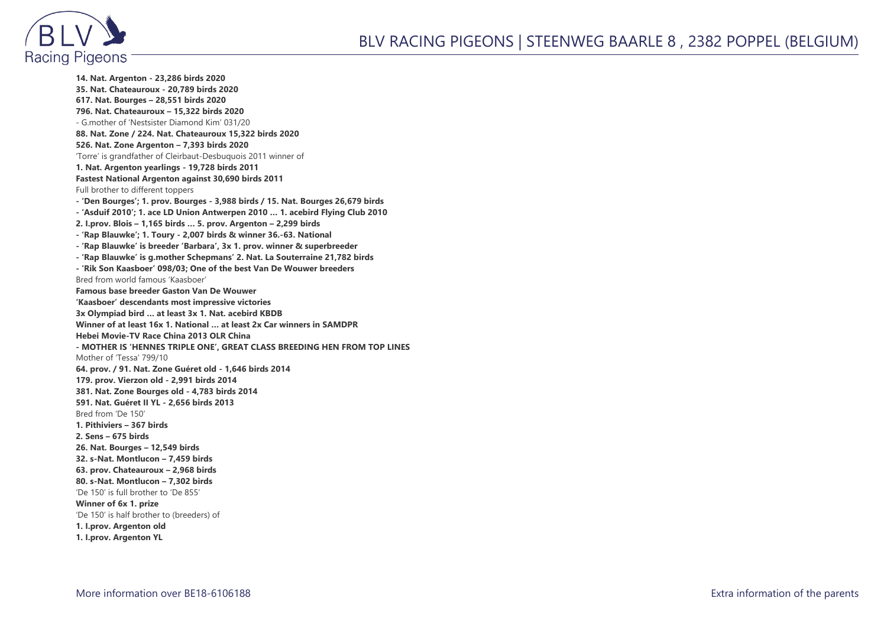**14. Nat. Argenton - 23,286 birds 2020**
**35. Nat. Chateauroux - 20,789 birds 2020**
**617. Nat. Bourges – 28,551 birds 2020**
**796. Nat. Chateauroux – 15,322 birds 2020**
- G.mother of 'Nestsister Diamond Kim' 031/20
**88. Nat. Zone / 224. Nat. Chateauroux 15,322 birds 2020**
**526. Nat. Zone Argenton – 7,393 birds 2020**
'Torre' is grandfather of Cleirbaut-Desbuquois 2011 winner of
**1. Nat. Argenton yearlings - 19,728 birds 2011**
**Fastest National Argenton against 30,690 birds 2011**
Full brother to different toppers
**- 'Den Bourges'; 1. prov. Bourges - 3,988 birds / 15. Nat. Bourges 26,679 birds**
**- 'Asduif 2010'; 1. ace LD Union Antwerpen 2010 … 1. acebird Flying Club 2010**
**2. I.prov. Blois – 1,165 birds … 5. prov. Argenton – 2,299 birds**
**- 'Rap Blauwke'; 1. Toury - 2,007 birds & winner 36.-63. National**
**- 'Rap Blauwke' is breeder 'Barbara', 3x 1. prov. winner & superbreeder**
**- 'Rap Blauwke' is g.mother Schepmans' 2. Nat. La Souterraine 21,782 birds**
**- 'Rik Son Kaasboer' 098/03; One of the best Van De Wouwer breeders**
Bred from world famous 'Kaasboer'
**Famous base breeder Gaston Van De Wouwer**
**'Kaasboer' descendants most impressive victories**
**3x Olympiad bird … at least 3x 1. Nat. acebird KBDB**
**Winner of at least 16x 1. National … at least 2x Car winners in SAMDPR**
**Hebei Movie-TV Race China 2013 OLR China**
**- MOTHER IS 'HENNES TRIPLE ONE', GREAT CLASS BREEDING HEN FROM TOP LINES**
Mother of 'Tessa' 799/10
**64. prov. / 91. Nat. Zone Guéret old - 1,646 birds 2014**
**179. prov. Vierzon old - 2,991 birds 2014**
**381. Nat. Zone Bourges old - 4,783 birds 2014**
**591. Nat. Guéret II YL - 2,656 birds 2013**
Bred from 'De 150'
**1. Pithiviers – 367 birds**
**2. Sens – 675 birds**
**26. Nat. Bourges – 12,549 birds**
**32. s-Nat. Montlucon – 7,459 birds**
**63. prov. Chateauroux – 2,968 birds**
**80. s-Nat. Montlucon – 7,302 birds**
'De 150' is full brother to 'De 855'
**Winner of 6x 1. prize**
'De 150' is half brother to (breeders) of
**1. I.prov. Argenton old**
**1. I.prov. Argenton YL**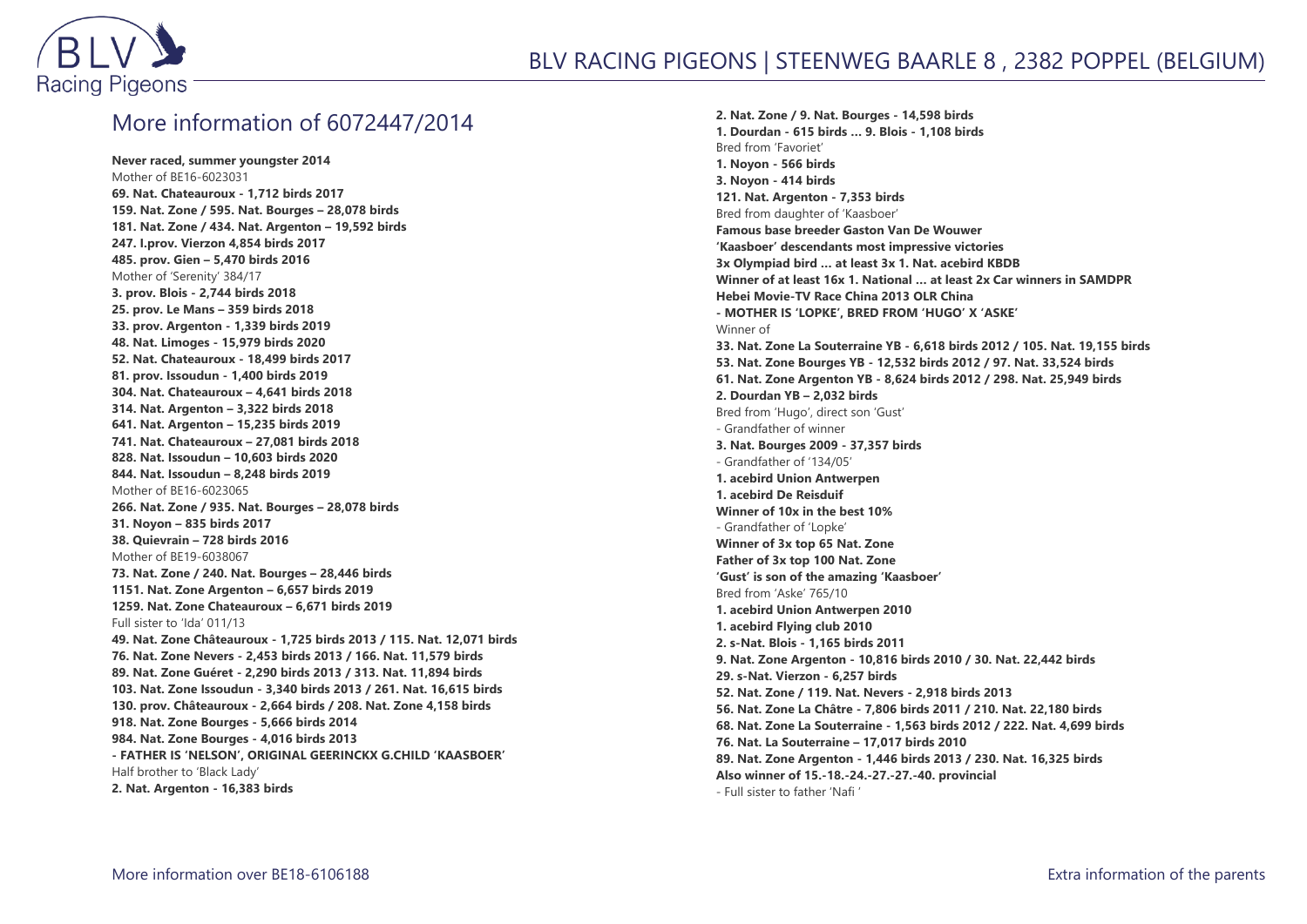## More information of 6072447/2014

**Never raced, summer youngster 2014**
Mother of BE16-6023031
**69. Nat. Chateauroux - 1,712 birds 2017**
**159. Nat. Zone / 595. Nat. Bourges – 28,078 birds**
**181. Nat. Zone / 434. Nat. Argenton – 19,592 birds**
**247. I.prov. Vierzon 4,854 birds 2017**
**485. prov. Gien – 5,470 birds 2016**
Mother of 'Serenity' 384/17
**3. prov. Blois - 2,744 birds 2018**
**25. prov. Le Mans – 359 birds 2018**
**33. prov. Argenton - 1,339 birds 2019**
**48. Nat. Limoges - 15,979 birds 2020**
**52. Nat. Chateauroux - 18,499 birds 2017**
**81. prov. Issoudun - 1,400 birds 2019**
**304. Nat. Chateauroux – 4,641 birds 2018**
**314. Nat. Argenton – 3,322 birds 2018**
**641. Nat. Argenton – 15,235 birds 2019**
**741. Nat. Chateauroux – 27,081 birds 2018**
**828. Nat. Issoudun – 10,603 birds 2020**
**844. Nat. Issoudun – 8,248 birds 2019**
Mother of BE16-6023065
**266. Nat. Zone / 935. Nat. Bourges – 28,078 birds**
**31. Noyon – 835 birds 2017**
**38. Quievrain – 728 birds 2016**
Mother of BE19-6038067
**73. Nat. Zone / 240. Nat. Bourges – 28,446 birds**
**1151. Nat. Zone Argenton – 6,657 birds 2019**
**1259. Nat. Zone Chateauroux – 6,671 birds 2019**
Full sister to 'Ida' 011/13
**49. Nat. Zone Châteauroux - 1,725 birds 2013 / 115. Nat. 12,071 birds**
**76. Nat. Zone Nevers - 2,453 birds 2013 / 166. Nat. 11,579 birds**
**89. Nat. Zone Guéret - 2,290 birds 2013 / 313. Nat. 11,894 birds**
**103. Nat. Zone Issoudun - 3,340 birds 2013 / 261. Nat. 16,615 birds**
**130. prov. Châteauroux - 2,664 birds / 208. Nat. Zone 4,158 birds**
**918. Nat. Zone Bourges - 5,666 birds 2014**
**984. Nat. Zone Bourges - 4,016 birds 2013**
**- FATHER IS 'NELSON', ORIGINAL GEERINCKX G.CHILD 'KAASBOER'**
Half brother to 'Black Lady'
**2. Nat. Argenton - 16,383 birds**
**2. Nat. Zone / 9. Nat. Bourges - 14,598 birds**
**1. Dourdan - 615 birds ... 9. Blois - 1,108 birds**
Bred from 'Favoriet'
**1. Noyon - 566 birds**
**3. Noyon - 414 birds**
**121. Nat. Argenton - 7,353 birds**
Bred from daughter of 'Kaasboer'
**Famous base breeder Gaston Van De Wouwer**
**'Kaasboer' descendants most impressive victories**
**3x Olympiad bird ... at least 3x 1. Nat. acebird KBDB**
**Winner of at least 16x 1. National ... at least 2x Car winners in SAMDPR**
**Hebei Movie-TV Race China 2013 OLR China**
**- MOTHER IS 'LOPKE', BRED FROM 'HUGO' X 'ASKE'**
Winner of
**33. Nat. Zone La Souterraine YB - 6,618 birds 2012 / 105. Nat. 19,155 birds**
**53. Nat. Zone Bourges YB - 12,532 birds 2012 / 97. Nat. 33,524 birds**
**61. Nat. Zone Argenton YB - 8,624 birds 2012 / 298. Nat. 25,949 birds**
**2. Dourdan YB – 2,032 birds**
Bred from 'Hugo', direct son 'Gust'
- Grandfather of winner
**3. Nat. Bourges 2009 - 37,357 birds**
- Grandfather of '134/05'
**1. acebird Union Antwerpen**
**1. acebird De Reisduif**
**Winner of 10x in the best 10%**
- Grandfather of 'Lopke'
**Winner of 3x top 65 Nat. Zone**
**Father of 3x top 100 Nat. Zone**
**'Gust' is son of the amazing 'Kaasboer'**
Bred from 'Aske' 765/10
**1. acebird Union Antwerpen 2010**
**1. acebird Flying club 2010**
**2. s-Nat. Blois - 1,165 birds 2011**
**9. Nat. Zone Argenton - 10,816 birds 2010 / 30. Nat. 22,442 birds**
**29. s-Nat. Vierzon - 6,257 birds**
**52. Nat. Zone / 119. Nat. Nevers - 2,918 birds 2013**
**56. Nat. Zone La Châtre - 7,806 birds 2011 / 210. Nat. 22,180 birds**
**68. Nat. Zone La Souterraine - 1,563 birds 2012 / 222. Nat. 4,699 birds**
**76. Nat. La Souterraine – 17,017 birds 2010**
**89. Nat. Zone Argenton - 1,446 birds 2013 / 230. Nat. 16,325 birds**
**Also winner of 15.-18.-24.-27.-27.-40. provincial**
- Full sister to father 'Nafi '

More information over BE18-6106188

Extra information of the parents